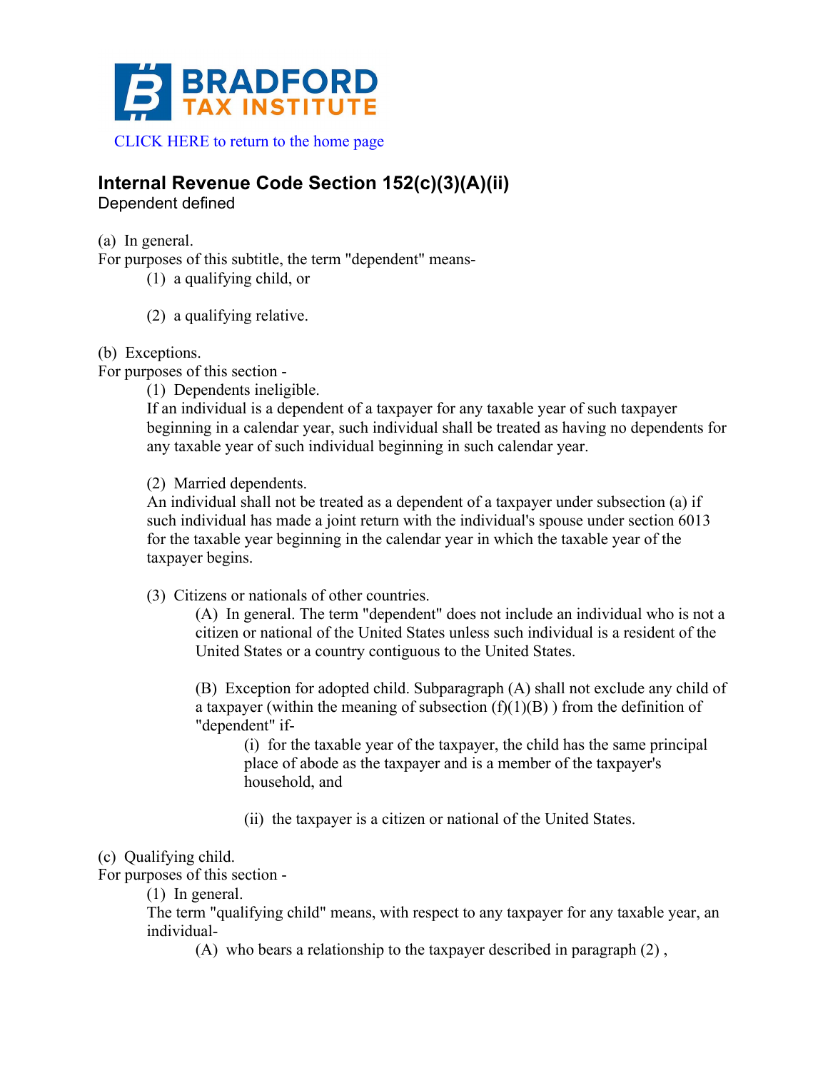BRADFORD TAX INSTITUTE

CLICK HERE to return to the home page

## Internal Revenue Code Section 152(c)(3)(A)(ii)

Dependent defined

(a) In general.
For purposes of this subtitle, the term "dependent" means-

(1) a qualifying child, or

(2) a qualifying relative.

(b) Exceptions.
For purposes of this section -

(1) Dependents ineligible.
If an individual is a dependent of a taxpayer for any taxable year of such taxpayer beginning in a calendar year, such individual shall be treated as having no dependents for any taxable year of such individual beginning in such calendar year.

(2) Married dependents.
An individual shall not be treated as a dependent of a taxpayer under subsection (a) if such individual has made a joint return with the individual's spouse under section 6013 for the taxable year beginning in the calendar year in which the taxable year of the taxpayer begins.

(3) Citizens or nationals of other countries.

(A) In general. The term "dependent" does not include an individual who is not a citizen or national of the United States unless such individual is a resident of the United States or a country contiguous to the United States.

(B) Exception for adopted child. Subparagraph (A) shall not exclude any child of a taxpayer (within the meaning of subsection (f)(1)(B) ) from the definition of "dependent" if-

(i) for the taxable year of the taxpayer, the child has the same principal place of abode as the taxpayer and is a member of the taxpayer's household, and

(ii) the taxpayer is a citizen or national of the United States.

(c) Qualifying child.
For purposes of this section -

(1) In general.
The term "qualifying child" means, with respect to any taxpayer for any taxable year, an individual-

(A) who bears a relationship to the taxpayer described in paragraph (2) ,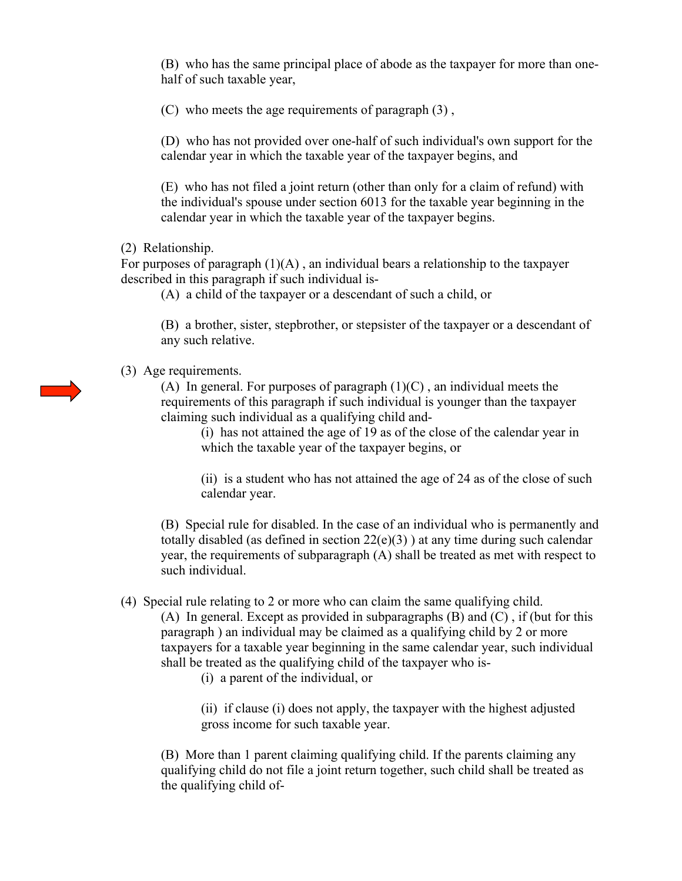(B) who has the same principal place of abode as the taxpayer for more than one-half of such taxable year,

(C) who meets the age requirements of paragraph (3) ,

(D) who has not provided over one-half of such individual's own support for the calendar year in which the taxable year of the taxpayer begins, and

(E) who has not filed a joint return (other than only for a claim of refund) with the individual's spouse under section 6013 for the taxable year beginning in the calendar year in which the taxable year of the taxpayer begins.

(2) Relationship.
For purposes of paragraph (1)(A) , an individual bears a relationship to the taxpayer described in this paragraph if such individual is-

(A) a child of the taxpayer or a descendant of such a child, or

(B) a brother, sister, stepbrother, or stepsister of the taxpayer or a descendant of any such relative.

(3) Age requirements.

(A) In general. For purposes of paragraph (1)(C) , an individual meets the requirements of this paragraph if such individual is younger than the taxpayer claiming such individual as a qualifying child and-

(i) has not attained the age of 19 as of the close of the calendar year in which the taxable year of the taxpayer begins, or

(ii) is a student who has not attained the age of 24 as of the close of such calendar year.

(B) Special rule for disabled. In the case of an individual who is permanently and totally disabled (as defined in section 22(e)(3) ) at any time during such calendar year, the requirements of subparagraph (A) shall be treated as met with respect to such individual.

(4) Special rule relating to 2 or more who can claim the same qualifying child.

(A) In general. Except as provided in subparagraphs (B) and (C) , if (but for this paragraph ) an individual may be claimed as a qualifying child by 2 or more taxpayers for a taxable year beginning in the same calendar year, such individual shall be treated as the qualifying child of the taxpayer who is-

(i) a parent of the individual, or

(ii) if clause (i) does not apply, the taxpayer with the highest adjusted gross income for such taxable year.

(B) More than 1 parent claiming qualifying child. If the parents claiming any qualifying child do not file a joint return together, such child shall be treated as the qualifying child of-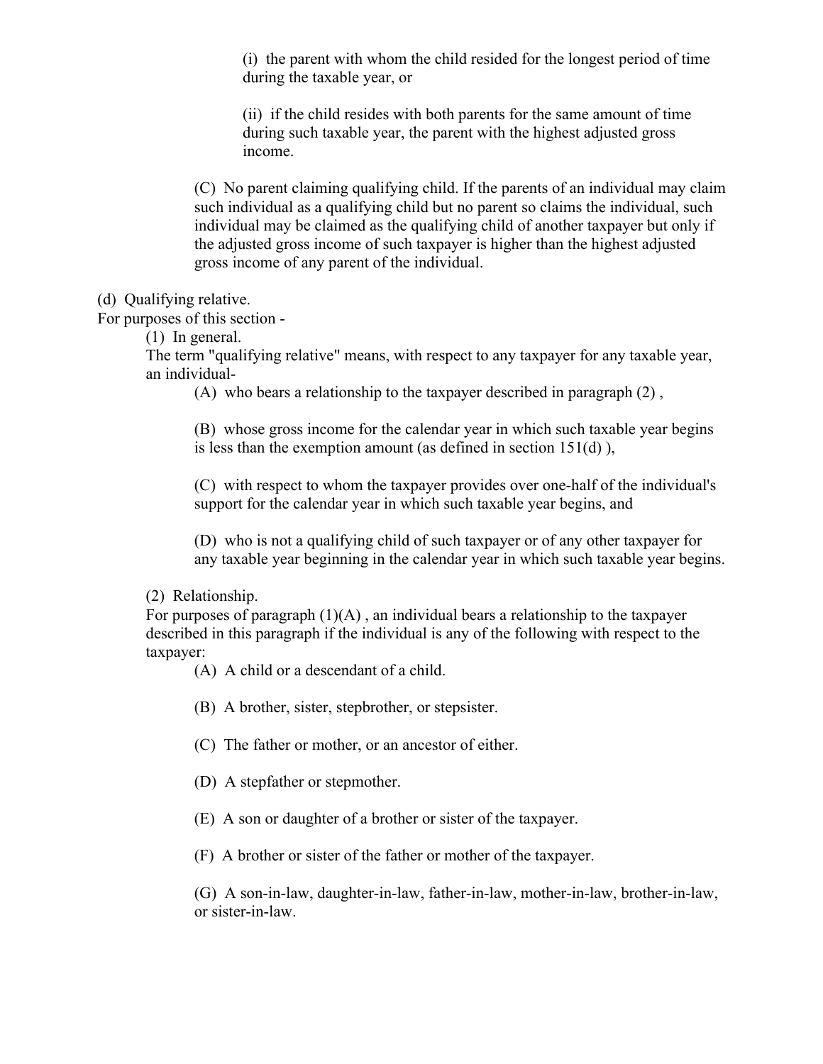(i) the parent with whom the child resided for the longest period of time during the taxable year, or

(ii) if the child resides with both parents for the same amount of time during such taxable year, the parent with the highest adjusted gross income.

(C) No parent claiming qualifying child. If the parents of an individual may claim such individual as a qualifying child but no parent so claims the individual, such individual may be claimed as the qualifying child of another taxpayer but only if the adjusted gross income of such taxpayer is higher than the highest adjusted gross income of any parent of the individual.

(d) Qualifying relative.
For purposes of this section -

(1) In general.
The term "qualifying relative" means, with respect to any taxpayer for any taxable year, an individual-

(A) who bears a relationship to the taxpayer described in paragraph (2) ,

(B) whose gross income for the calendar year in which such taxable year begins is less than the exemption amount (as defined in section 151(d) ),

(C) with respect to whom the taxpayer provides over one-half of the individual's support for the calendar year in which such taxable year begins, and

(D) who is not a qualifying child of such taxpayer or of any other taxpayer for any taxable year beginning in the calendar year in which such taxable year begins.

(2) Relationship.
For purposes of paragraph (1)(A) , an individual bears a relationship to the taxpayer described in this paragraph if the individual is any of the following with respect to the taxpayer:

(A) A child or a descendant of a child.

(B) A brother, sister, stepbrother, or stepsister.

(C) The father or mother, or an ancestor of either.

(D) A stepfather or stepmother.

(E) A son or daughter of a brother or sister of the taxpayer.

(F) A brother or sister of the father or mother of the taxpayer.

(G) A son-in-law, daughter-in-law, father-in-law, mother-in-law, brother-in-law, or sister-in-law.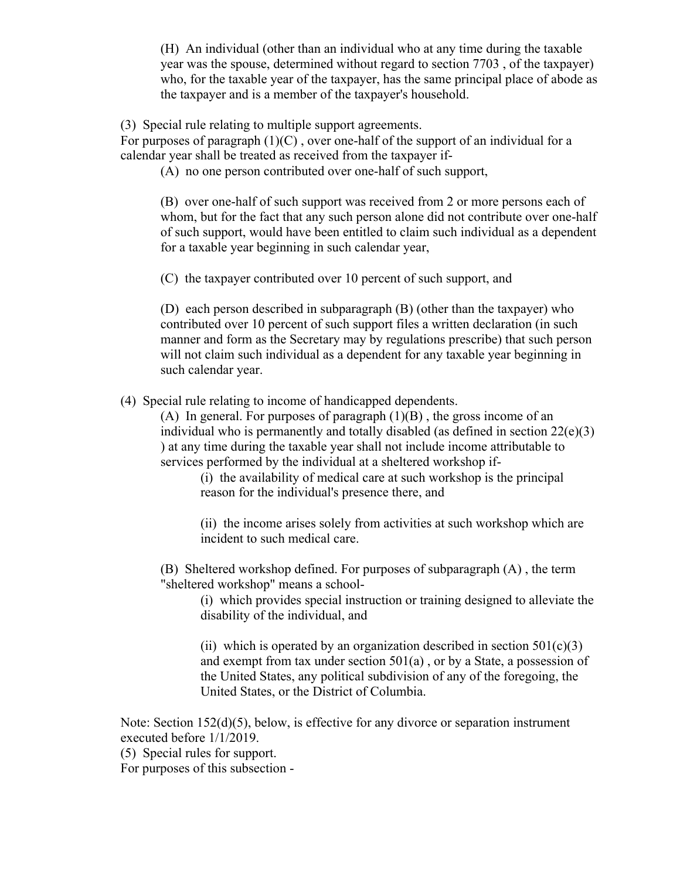(H) An individual (other than an individual who at any time during the taxable year was the spouse, determined without regard to section 7703 , of the taxpayer) who, for the taxable year of the taxpayer, has the same principal place of abode as the taxpayer and is a member of the taxpayer's household.

(3) Special rule relating to multiple support agreements.
For purposes of paragraph (1)(C) , over one-half of the support of an individual for a calendar year shall be treated as received from the taxpayer if-

(A) no one person contributed over one-half of such support,

(B) over one-half of such support was received from 2 or more persons each of whom, but for the fact that any such person alone did not contribute over one-half of such support, would have been entitled to claim such individual as a dependent for a taxable year beginning in such calendar year,

(C) the taxpayer contributed over 10 percent of such support, and

(D) each person described in subparagraph (B) (other than the taxpayer) who contributed over 10 percent of such support files a written declaration (in such manner and form as the Secretary may by regulations prescribe) that such person will not claim such individual as a dependent for any taxable year beginning in such calendar year.

(4) Special rule relating to income of handicapped dependents.

(A) In general. For purposes of paragraph (1)(B) , the gross income of an individual who is permanently and totally disabled (as defined in section 22(e)(3) ) at any time during the taxable year shall not include income attributable to services performed by the individual at a sheltered workshop if-

(i) the availability of medical care at such workshop is the principal reason for the individual's presence there, and

(ii) the income arises solely from activities at such workshop which are incident to such medical care.

(B) Sheltered workshop defined. For purposes of subparagraph (A) , the term "sheltered workshop" means a school-

(i) which provides special instruction or training designed to alleviate the disability of the individual, and

(ii) which is operated by an organization described in section 501(c)(3) and exempt from tax under section 501(a) , or by a State, a possession of the United States, any political subdivision of any of the foregoing, the United States, or the District of Columbia.

Note: Section 152(d)(5), below, is effective for any divorce or separation instrument executed before 1/1/2019.

(5) Special rules for support.
For purposes of this subsection -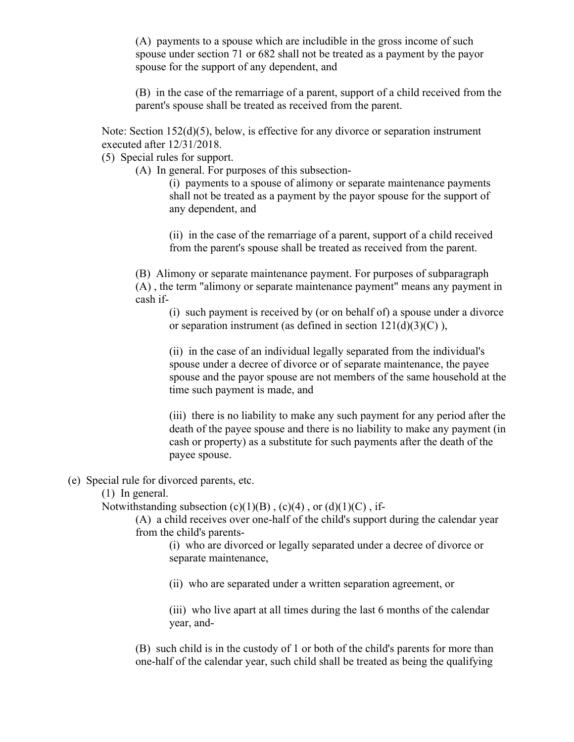(A) payments to a spouse which are includible in the gross income of such spouse under section 71 or 682 shall not be treated as a payment by the payor spouse for the support of any dependent, and

(B) in the case of the remarriage of a parent, support of a child received from the parent's spouse shall be treated as received from the parent.

Note: Section 152(d)(5), below, is effective for any divorce or separation instrument executed after 12/31/2018.

(5) Special rules for support.

(A) In general. For purposes of this subsection-

(i) payments to a spouse of alimony or separate maintenance payments shall not be treated as a payment by the payor spouse for the support of any dependent, and

(ii) in the case of the remarriage of a parent, support of a child received from the parent's spouse shall be treated as received from the parent.

(B) Alimony or separate maintenance payment. For purposes of subparagraph (A) , the term "alimony or separate maintenance payment" means any payment in cash if-

(i) such payment is received by (or on behalf of) a spouse under a divorce or separation instrument (as defined in section 121(d)(3)(C) ),

(ii) in the case of an individual legally separated from the individual's spouse under a decree of divorce or of separate maintenance, the payee spouse and the payor spouse are not members of the same household at the time such payment is made, and

(iii) there is no liability to make any such payment for any period after the death of the payee spouse and there is no liability to make any payment (in cash or property) as a substitute for such payments after the death of the payee spouse.

(e) Special rule for divorced parents, etc.

(1) In general.

Notwithstanding subsection (c)(1)(B) , (c)(4) , or (d)(1)(C) , if-

(A) a child receives over one-half of the child's support during the calendar year from the child's parents-

(i) who are divorced or legally separated under a decree of divorce or separate maintenance,

(ii) who are separated under a written separation agreement, or

(iii) who live apart at all times during the last 6 months of the calendar year, and-

(B) such child is in the custody of 1 or both of the child's parents for more than one-half of the calendar year, such child shall be treated as being the qualifying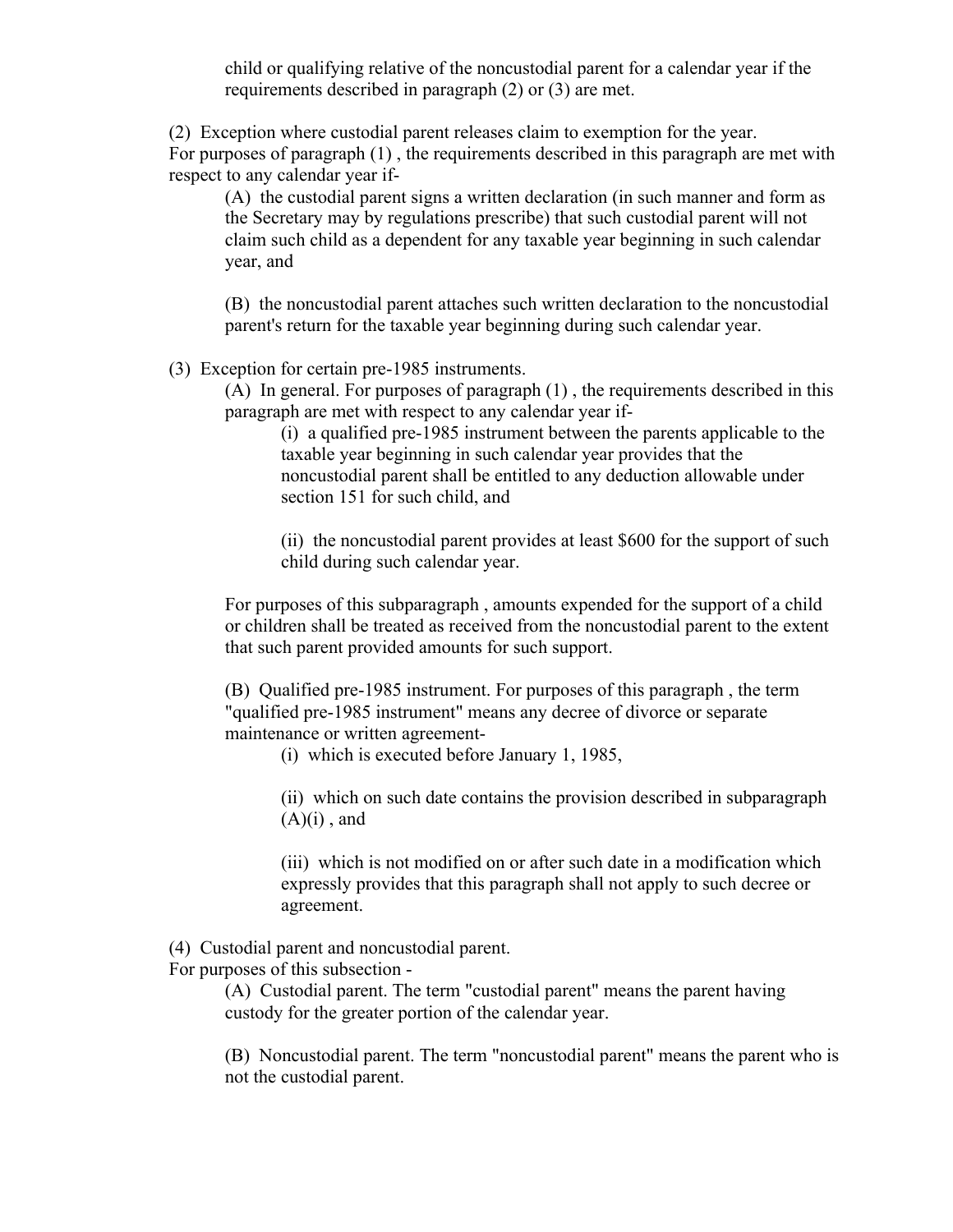child or qualifying relative of the noncustodial parent for a calendar year if the requirements described in paragraph (2) or (3) are met.

(2) Exception where custodial parent releases claim to exemption for the year.
For purposes of paragraph (1) , the requirements described in this paragraph are met with respect to any calendar year if-

> (A) the custodial parent signs a written declaration (in such manner and form as the Secretary may by regulations prescribe) that such custodial parent will not claim such child as a dependent for any taxable year beginning in such calendar year, and
>
> (B) the noncustodial parent attaches such written declaration to the noncustodial parent's return for the taxable year beginning during such calendar year.

(3) Exception for certain pre-1985 instruments.

> (A) In general. For purposes of paragraph (1) , the requirements described in this paragraph are met with respect to any calendar year if-
>
> > (i) a qualified pre-1985 instrument between the parents applicable to the taxable year beginning in such calendar year provides that the noncustodial parent shall be entitled to any deduction allowable under section 151 for such child, and
> >
> > (ii) the noncustodial parent provides at least $600 for the support of such child during such calendar year.
>
> For purposes of this subparagraph , amounts expended for the support of a child or children shall be treated as received from the noncustodial parent to the extent that such parent provided amounts for such support.
>
> (B) Qualified pre-1985 instrument. For purposes of this paragraph , the term "qualified pre-1985 instrument" means any decree of divorce or separate maintenance or written agreement-
>
> > (i) which is executed before January 1, 1985,
> >
> > (ii) which on such date contains the provision described in subparagraph (A)(i) , and
> >
> > (iii) which is not modified on or after such date in a modification which expressly provides that this paragraph shall not apply to such decree or agreement.

(4) Custodial parent and noncustodial parent.
For purposes of this subsection -

> (A) Custodial parent. The term "custodial parent" means the parent having custody for the greater portion of the calendar year.
>
> (B) Noncustodial parent. The term "noncustodial parent" means the parent who is not the custodial parent.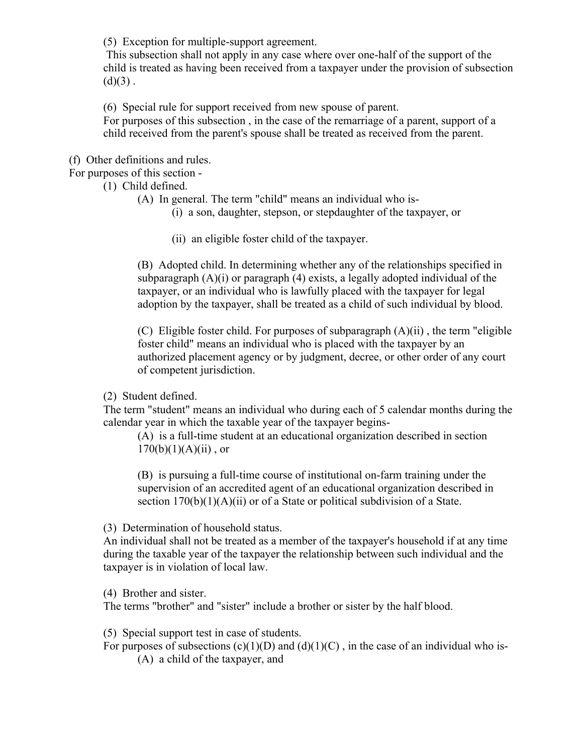(5) Exception for multiple-support agreement.
This subsection shall not apply in any case where over one-half of the support of the child is treated as having been received from a taxpayer under the provision of subsection (d)(3) .

(6) Special rule for support received from new spouse of parent.
For purposes of this subsection , in the case of the remarriage of a parent, support of a child received from the parent's spouse shall be treated as received from the parent.

(f) Other definitions and rules.
For purposes of this section -

(1) Child defined.

(A) In general. The term "child" means an individual who is-

(i) a son, daughter, stepson, or stepdaughter of the taxpayer, or

(ii) an eligible foster child of the taxpayer.

(B) Adopted child. In determining whether any of the relationships specified in subparagraph (A)(i) or paragraph (4) exists, a legally adopted individual of the taxpayer, or an individual who is lawfully placed with the taxpayer for legal adoption by the taxpayer, shall be treated as a child of such individual by blood.

(C) Eligible foster child. For purposes of subparagraph (A)(ii) , the term "eligible foster child" means an individual who is placed with the taxpayer by an authorized placement agency or by judgment, decree, or other order of any court of competent jurisdiction.

(2) Student defined.
The term "student" means an individual who during each of 5 calendar months during the calendar year in which the taxable year of the taxpayer begins-

(A) is a full-time student at an educational organization described in section 170(b)(1)(A)(ii) , or

(B) is pursuing a full-time course of institutional on-farm training under the supervision of an accredited agent of an educational organization described in section 170(b)(1)(A)(ii) or of a State or political subdivision of a State.

(3) Determination of household status.
An individual shall not be treated as a member of the taxpayer's household if at any time during the taxable year of the taxpayer the relationship between such individual and the taxpayer is in violation of local law.

(4) Brother and sister.
The terms "brother" and "sister" include a brother or sister by the half blood.

(5) Special support test in case of students.
For purposes of subsections (c)(1)(D) and (d)(1)(C) , in the case of an individual who is-

(A) a child of the taxpayer, and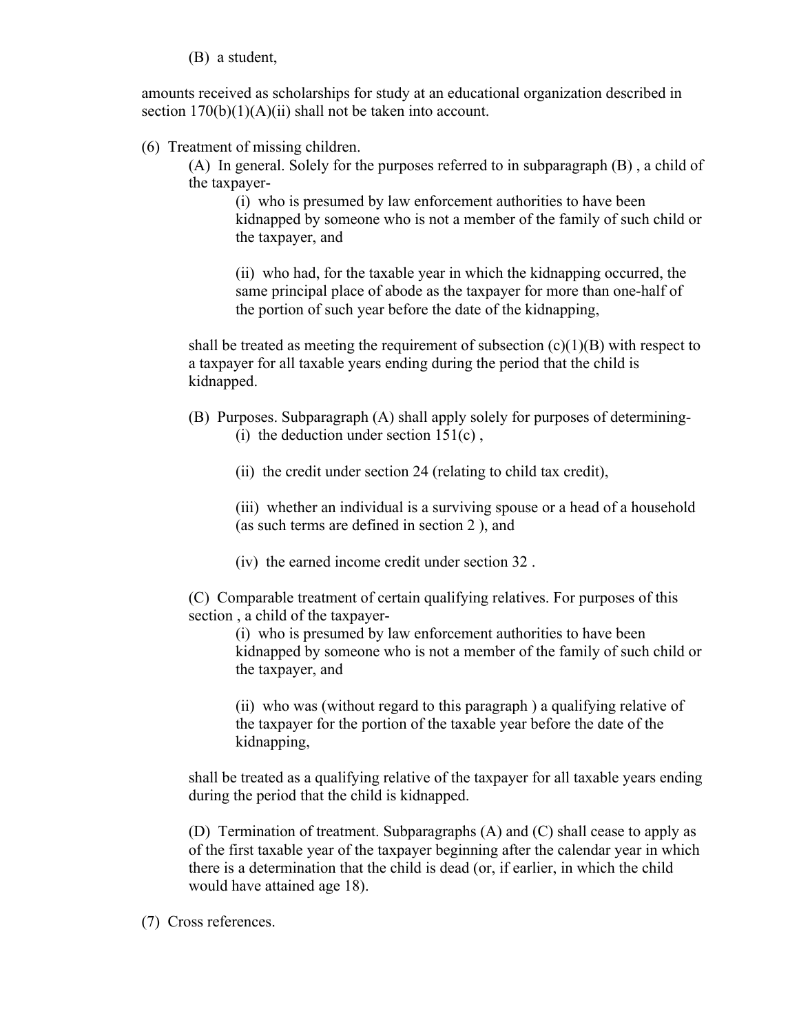(B) a student,

amounts received as scholarships for study at an educational organization described in section 170(b)(1)(A)(ii) shall not be taken into account.

(6) Treatment of missing children.

(A) In general. Solely for the purposes referred to in subparagraph (B) , a child of the taxpayer-

(i) who is presumed by law enforcement authorities to have been kidnapped by someone who is not a member of the family of such child or the taxpayer, and

(ii) who had, for the taxable year in which the kidnapping occurred, the same principal place of abode as the taxpayer for more than one-half of the portion of such year before the date of the kidnapping,

shall be treated as meeting the requirement of subsection (c)(1)(B) with respect to a taxpayer for all taxable years ending during the period that the child is kidnapped.

(B) Purposes. Subparagraph (A) shall apply solely for purposes of determining-

(i) the deduction under section 151(c) ,

(ii) the credit under section 24 (relating to child tax credit),

(iii) whether an individual is a surviving spouse or a head of a household (as such terms are defined in section 2 ), and

(iv) the earned income credit under section 32 .

(C) Comparable treatment of certain qualifying relatives. For purposes of this section , a child of the taxpayer-

(i) who is presumed by law enforcement authorities to have been kidnapped by someone who is not a member of the family of such child or the taxpayer, and

(ii) who was (without regard to this paragraph ) a qualifying relative of the taxpayer for the portion of the taxable year before the date of the kidnapping,

shall be treated as a qualifying relative of the taxpayer for all taxable years ending during the period that the child is kidnapped.

(D) Termination of treatment. Subparagraphs (A) and (C) shall cease to apply as of the first taxable year of the taxpayer beginning after the calendar year in which there is a determination that the child is dead (or, if earlier, in which the child would have attained age 18).

(7) Cross references.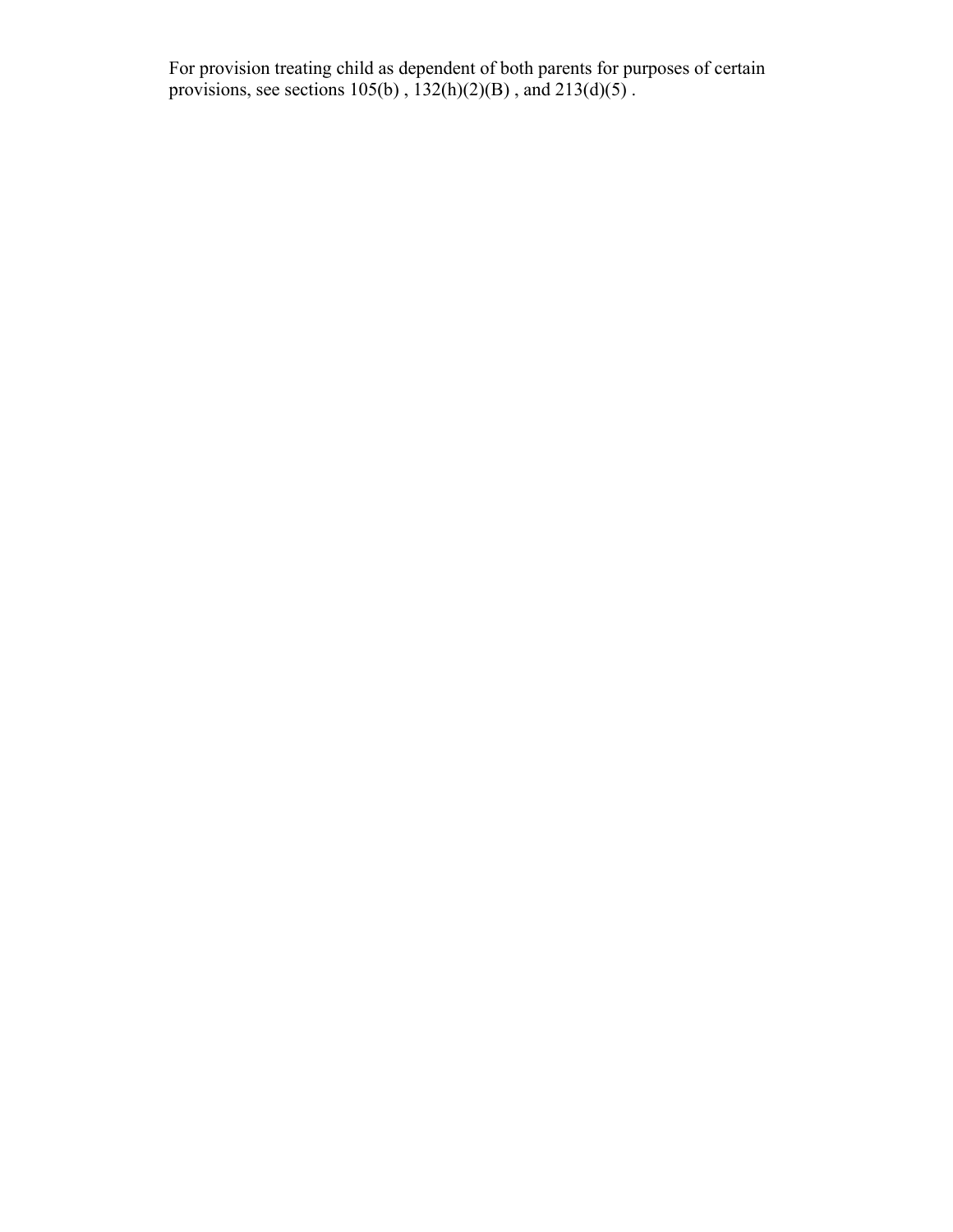For provision treating child as dependent of both parents for purposes of certain provisions, see sections 105(b) , 132(h)(2)(B) , and 213(d)(5) .